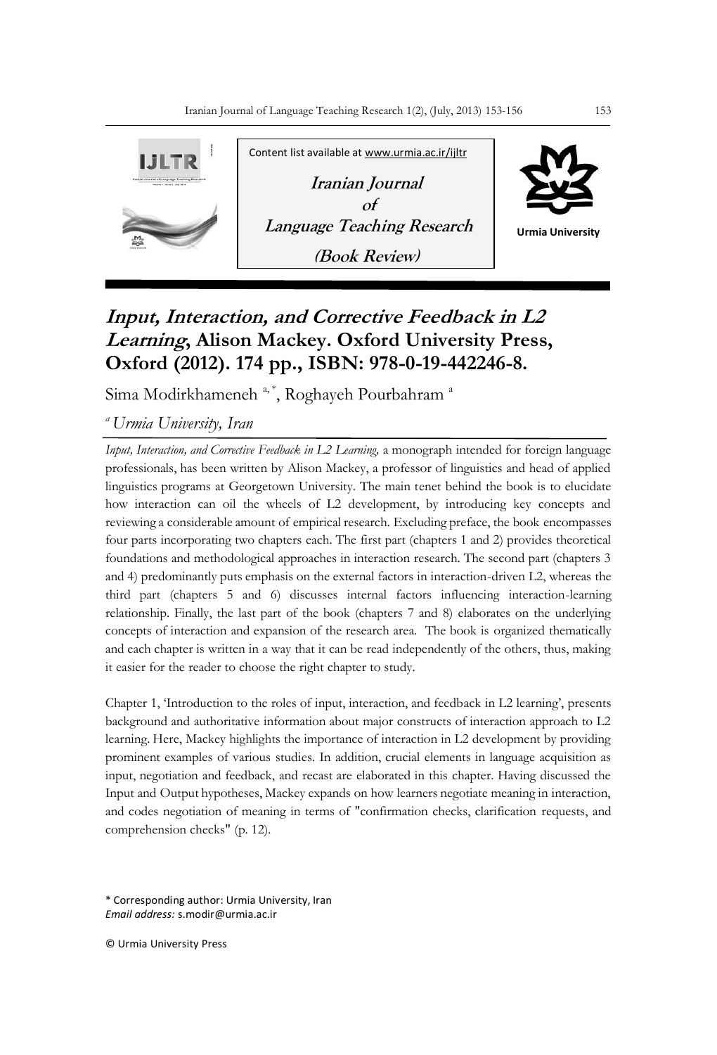Content list available at www.urmia.ac.ir/ijltr

**Iranian Journal of Language Teaching Research**

**(Book Review)**

Urmia University

# *Input, Interaction, and Corrective Feedback in L2 Learning*, Alison Mackey. Oxford University Press, Oxford (2012). 174 pp., ISBN: 978-0-19-442246-8.

Sima Modirkhameneh [a,*], Roghayeh Pourbahram [a]

[a] *Urmia University, Iran*

*Input, Interaction, and Corrective Feedback in L2 Learning,* a monograph intended for foreign language professionals, has been written by Alison Mackey, a professor of linguistics and head of applied linguistics programs at Georgetown University. The main tenet behind the book is to elucidate how interaction can oil the wheels of L2 development, by introducing key concepts and reviewing a considerable amount of empirical research. Excluding preface, the book encompasses four parts incorporating two chapters each. The first part (chapters 1 and 2) provides theoretical foundations and methodological approaches in interaction research. The second part (chapters 3 and 4) predominantly puts emphasis on the external factors in interaction-driven L2, whereas the third part (chapters 5 and 6) discusses internal factors influencing interaction-learning relationship. Finally, the last part of the book (chapters 7 and 8) elaborates on the underlying concepts of interaction and expansion of the research area. The book is organized thematically and each chapter is written in a way that it can be read independently of the others, thus, making it easier for the reader to choose the right chapter to study.

Chapter 1, 'Introduction to the roles of input, interaction, and feedback in L2 learning', presents background and authoritative information about major constructs of interaction approach to L2 learning. Here, Mackey highlights the importance of interaction in L2 development by providing prominent examples of various studies. In addition, crucial elements in language acquisition as input, negotiation and feedback, and recast are elaborated in this chapter. Having discussed the Input and Output hypotheses, Mackey expands on how learners negotiate meaning in interaction, and codes negotiation of meaning in terms of "confirmation checks, clarification requests, and comprehension checks" (p. 12).

\* Corresponding author: Urmia University, Iran
*Email address:* s.modir@urmia.ac.ir

© Urmia University Press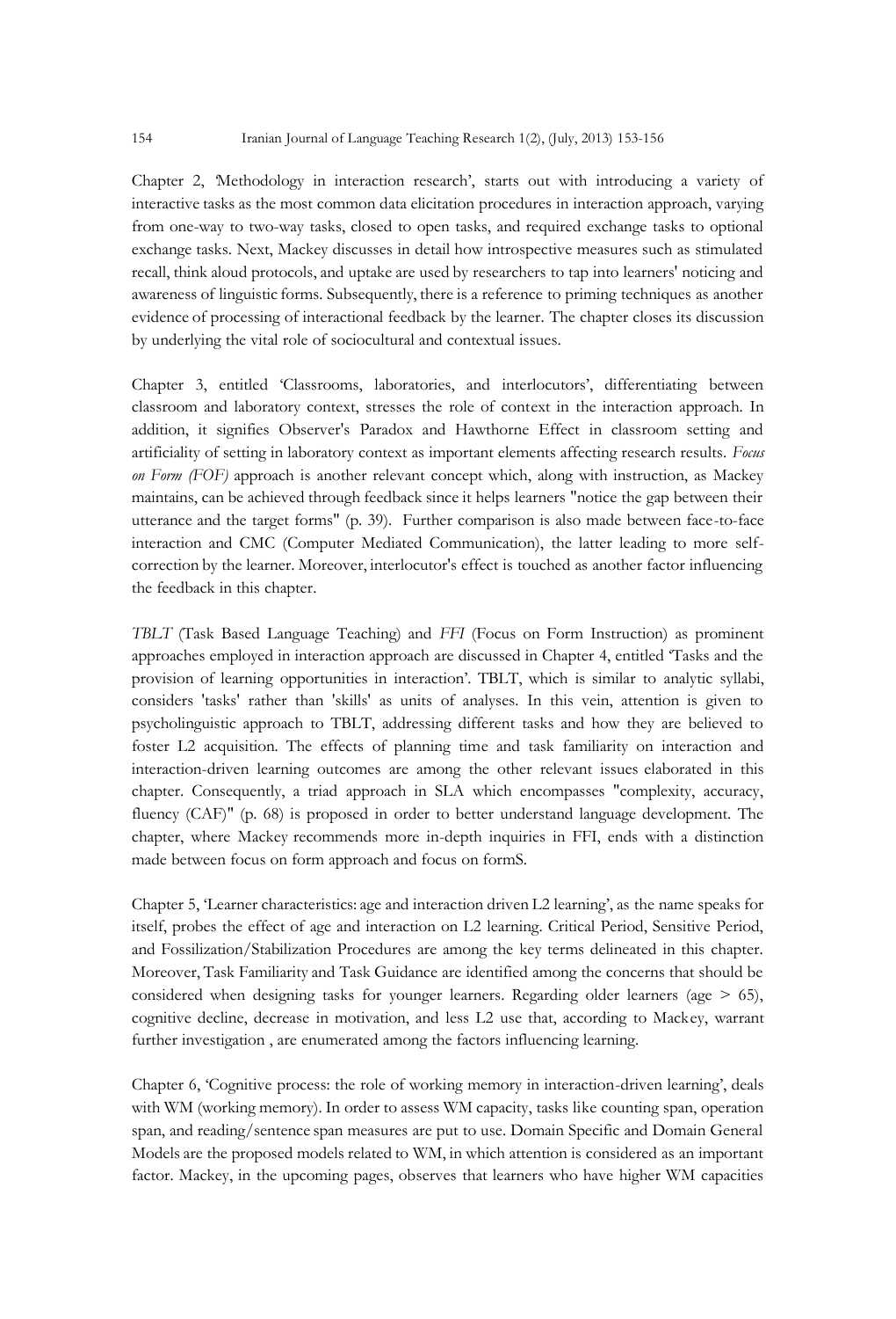Chapter 2, 'Methodology in interaction research', starts out with introducing a variety of interactive tasks as the most common data elicitation procedures in interaction approach, varying from one-way to two-way tasks, closed to open tasks, and required exchange tasks to optional exchange tasks. Next, Mackey discusses in detail how introspective measures such as stimulated recall, think aloud protocols, and uptake are used by researchers to tap into learners' noticing and awareness of linguistic forms. Subsequently, there is a reference to priming techniques as another evidence of processing of interactional feedback by the learner. The chapter closes its discussion by underlying the vital role of sociocultural and contextual issues.

Chapter 3, entitled 'Classrooms, laboratories, and interlocutors', differentiating between classroom and laboratory context, stresses the role of context in the interaction approach. In addition, it signifies Observer's Paradox and Hawthorne Effect in classroom setting and artificiality of setting in laboratory context as important elements affecting research results. *Focus on Form (FOF)* approach is another relevant concept which, along with instruction, as Mackey maintains, can be achieved through feedback since it helps learners "notice the gap between their utterance and the target forms" (p. 39). Further comparison is also made between face-to-face interaction and CMC (Computer Mediated Communication), the latter leading to more self-correction by the learner. Moreover, interlocutor's effect is touched as another factor influencing the feedback in this chapter.

*TBLT* (Task Based Language Teaching) and *FFI* (Focus on Form Instruction) as prominent approaches employed in interaction approach are discussed in Chapter 4, entitled 'Tasks and the provision of learning opportunities in interaction'. TBLT, which is similar to analytic syllabi, considers 'tasks' rather than 'skills' as units of analyses. In this vein, attention is given to psycholinguistic approach to TBLT, addressing different tasks and how they are believed to foster L2 acquisition. The effects of planning time and task familiarity on interaction and interaction-driven learning outcomes are among the other relevant issues elaborated in this chapter. Consequently, a triad approach in SLA which encompasses "complexity, accuracy, fluency (CAF)" (p. 68) is proposed in order to better understand language development. The chapter, where Mackey recommends more in-depth inquiries in FFI, ends with a distinction made between focus on form approach and focus on formS.

Chapter 5, 'Learner characteristics: age and interaction driven L2 learning', as the name speaks for itself, probes the effect of age and interaction on L2 learning. Critical Period, Sensitive Period, and Fossilization/Stabilization Procedures are among the key terms delineated in this chapter. Moreover, Task Familiarity and Task Guidance are identified among the concerns that should be considered when designing tasks for younger learners. Regarding older learners (age > 65), cognitive decline, decrease in motivation, and less L2 use that, according to Mackey, warrant further investigation , are enumerated among the factors influencing learning.

Chapter 6, 'Cognitive process: the role of working memory in interaction-driven learning', deals with WM (working memory). In order to assess WM capacity, tasks like counting span, operation span, and reading/sentence span measures are put to use. Domain Specific and Domain General Models are the proposed models related to WM, in which attention is considered as an important factor. Mackey, in the upcoming pages, observes that learners who have higher WM capacities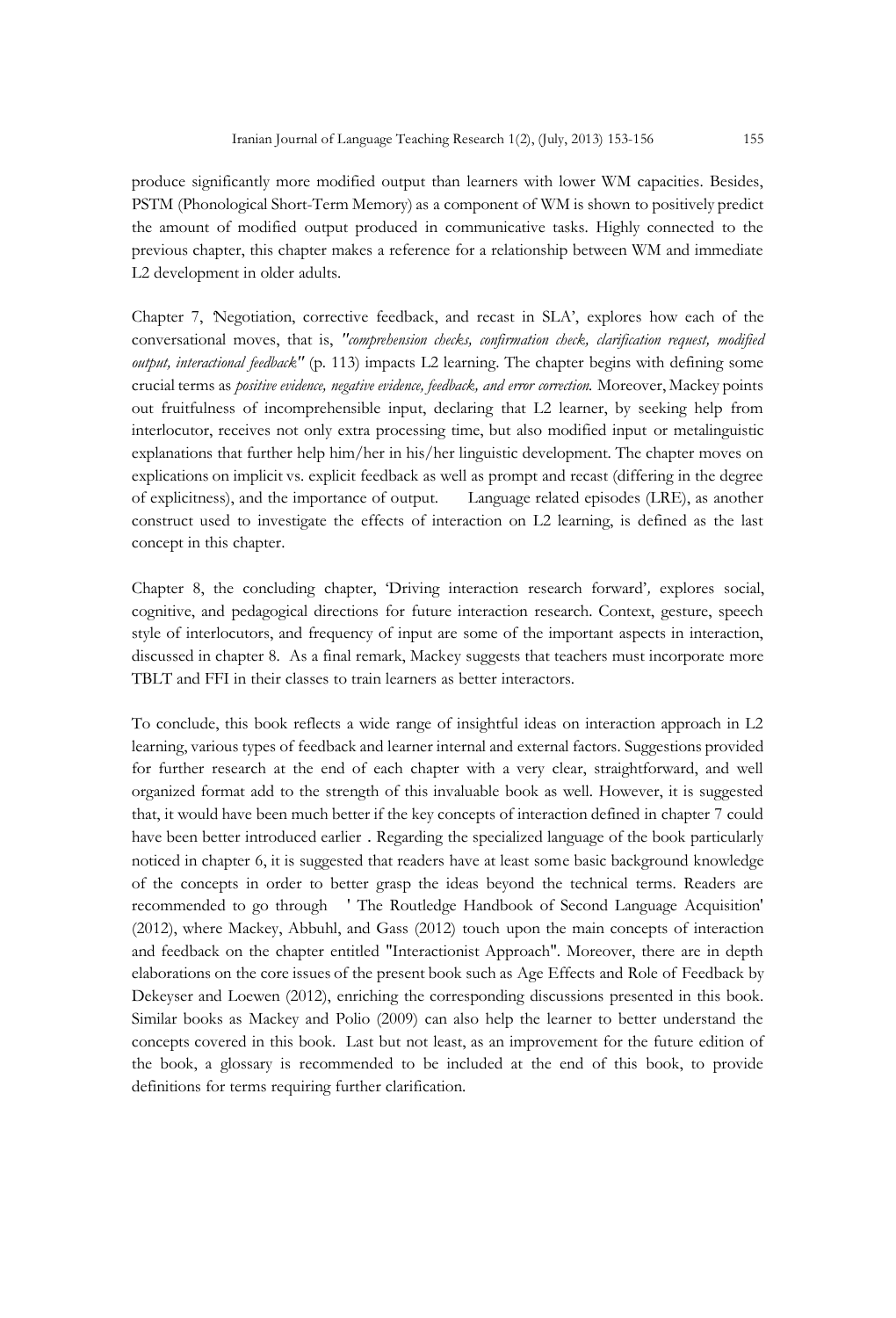produce significantly more modified output than learners with lower WM capacities. Besides, PSTM (Phonological Short-Term Memory) as a component of WM is shown to positively predict the amount of modified output produced in communicative tasks. Highly connected to the previous chapter, this chapter makes a reference for a relationship between WM and immediate L2 development in older adults.

Chapter 7, 'Negotiation, corrective feedback, and recast in SLA', explores how each of the conversational moves, that is, *"comprehension checks, confirmation check, clarification request, modified output, interactional feedback"* (p. 113) impacts L2 learning. The chapter begins with defining some crucial terms as *positive evidence, negative evidence, feedback, and error correction.* Moreover, Mackey points out fruitfulness of incomprehensible input, declaring that L2 learner, by seeking help from interlocutor, receives not only extra processing time, but also modified input or metalinguistic explanations that further help him/her in his/her linguistic development. The chapter moves on explications on implicit vs. explicit feedback as well as prompt and recast (differing in the degree of explicitness), and the importance of output. Language related episodes (LRE), as another construct used to investigate the effects of interaction on L2 learning, is defined as the last concept in this chapter.

Chapter 8, the concluding chapter, 'Driving interaction research forward', explores social, cognitive, and pedagogical directions for future interaction research. Context, gesture, speech style of interlocutors, and frequency of input are some of the important aspects in interaction, discussed in chapter 8. As a final remark, Mackey suggests that teachers must incorporate more TBLT and FFI in their classes to train learners as better interactors.

To conclude, this book reflects a wide range of insightful ideas on interaction approach in L2 learning, various types of feedback and learner internal and external factors. Suggestions provided for further research at the end of each chapter with a very clear, straightforward, and well organized format add to the strength of this invaluable book as well. However, it is suggested that, it would have been much better if the key concepts of interaction defined in chapter 7 could have been better introduced earlier . Regarding the specialized language of the book particularly noticed in chapter 6, it is suggested that readers have at least some basic background knowledge of the concepts in order to better grasp the ideas beyond the technical terms. Readers are recommended to go through ' The Routledge Handbook of Second Language Acquisition' (2012), where Mackey, Abbuhl, and Gass (2012) touch upon the main concepts of interaction and feedback on the chapter entitled "Interactionist Approach". Moreover, there are in depth elaborations on the core issues of the present book such as Age Effects and Role of Feedback by Dekeyser and Loewen (2012), enriching the corresponding discussions presented in this book. Similar books as Mackey and Polio (2009) can also help the learner to better understand the concepts covered in this book. Last but not least, as an improvement for the future edition of the book, a glossary is recommended to be included at the end of this book, to provide definitions for terms requiring further clarification.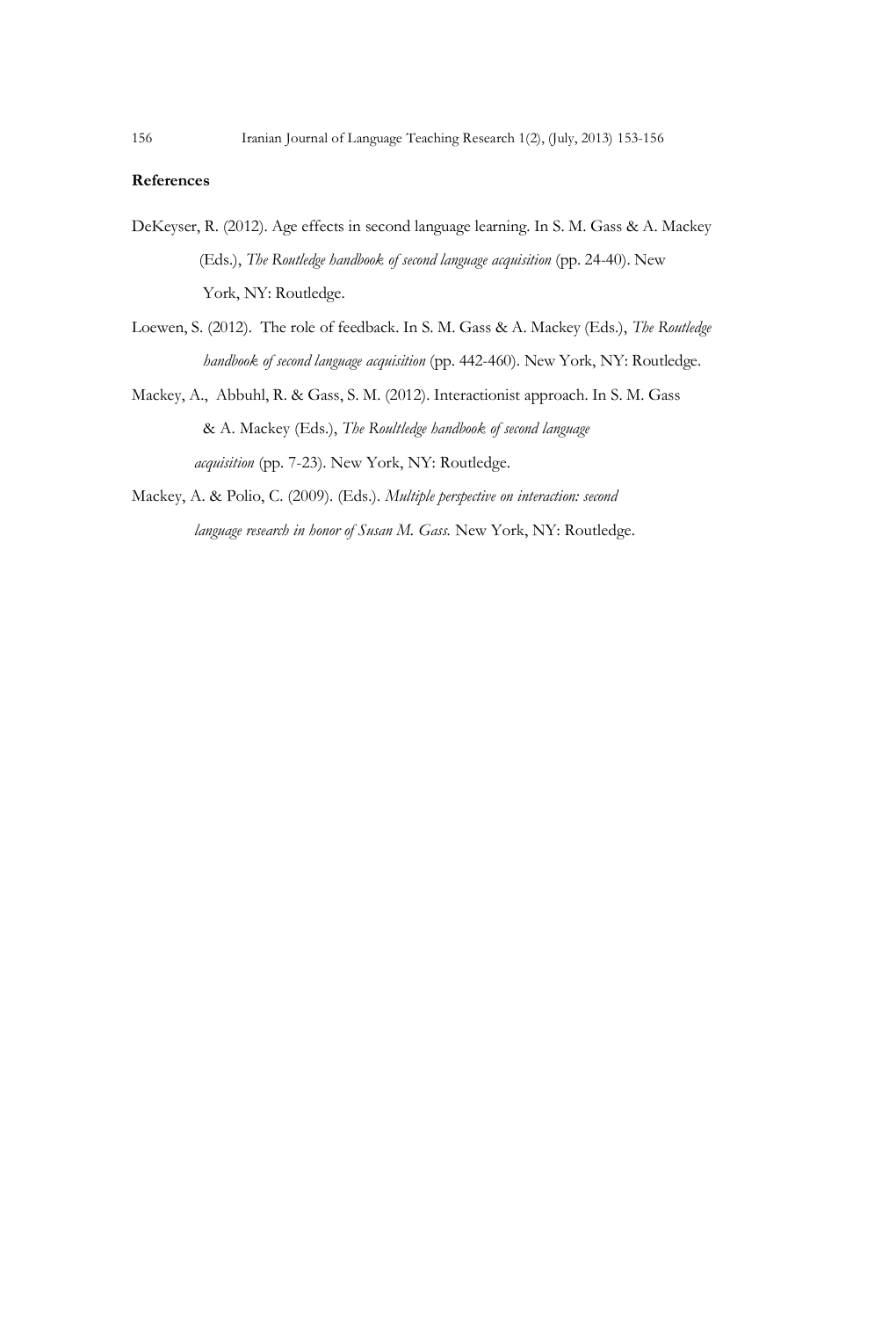**References**

DeKeyser, R. (2012). Age effects in second language learning. In S. M. Gass & A. Mackey (Eds.), *The Routledge handbook of second language acquisition* (pp. 24-40). New York, NY: Routledge.

Loewen, S. (2012). The role of feedback. In S. M. Gass & A. Mackey (Eds.), *The Routledge handbook of second language acquisition* (pp. 442-460). New York, NY: Routledge.

Mackey, A., Abbuhl, R. & Gass, S. M. (2012). Interactionist approach. In S. M. Gass & A. Mackey (Eds.), *The Roultledge handbook of second language acquisition* (pp. 7-23). New York, NY: Routledge.

Mackey, A. & Polio, C. (2009). (Eds.). *Multiple perspective on interaction: second language research in honor of Susan M. Gass.* New York, NY: Routledge.